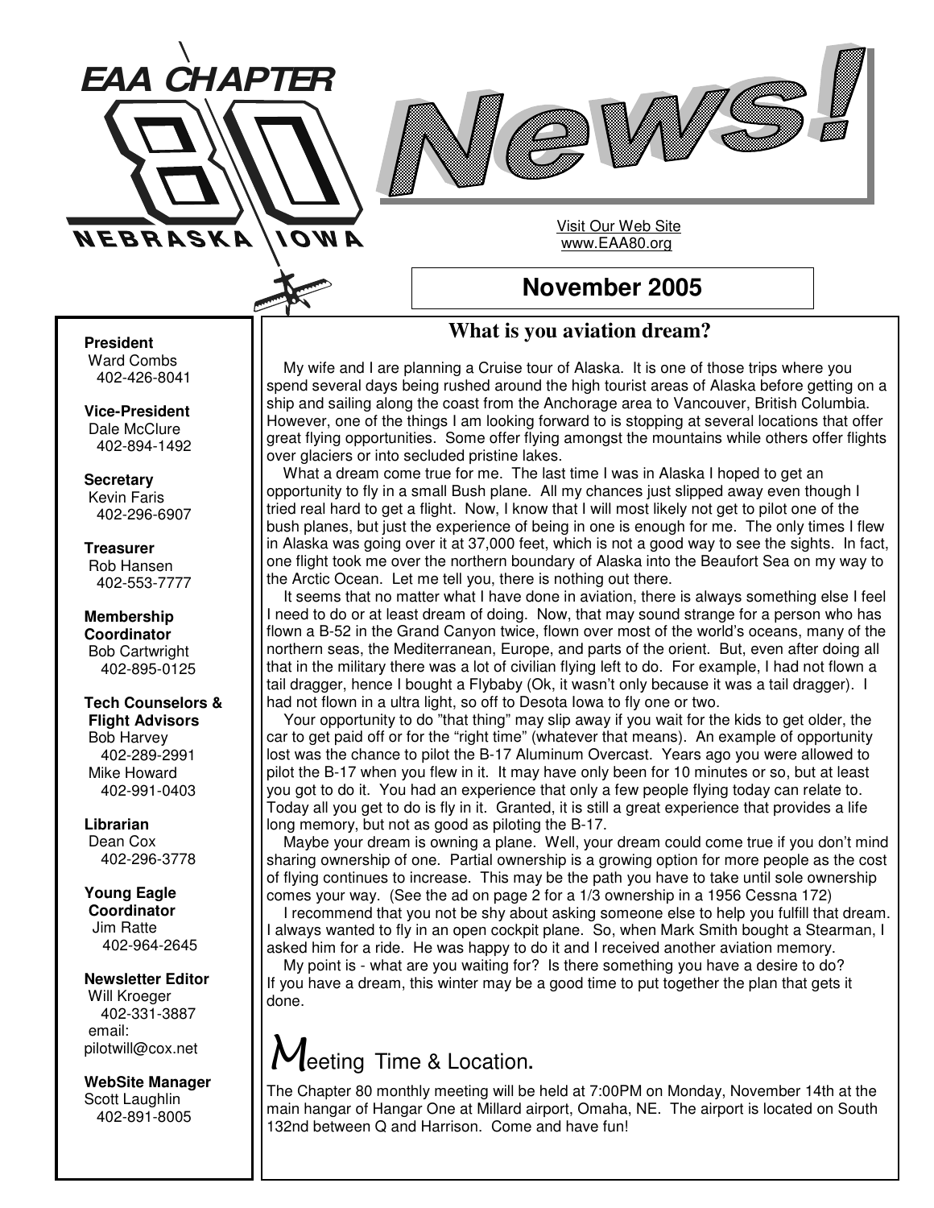# EAA CHAPTER 80 NEBRASKA IOWA

# News!

Visit Our Web Site
www.EAA80.org

## November 2005

**President**
Ward Combs
402-426-8041

**Vice-President**
Dale McClure
402-894-1492

**Secretary**
Kevin Faris
402-296-6907

**Treasurer**
Rob Hansen
402-553-7777

**Membership Coordinator**
Bob Cartwright
402-895-0125

**Tech Counselors & Flight Advisors**
Bob Harvey
402-289-2991
Mike Howard
402-991-0403

**Librarian**
Dean Cox
402-296-3778

**Young Eagle Coordinator**
Jim Ratte
402-964-2645

**Newsletter Editor**
Will Kroeger
402-331-3887
email:
pilotwill@cox.net

**WebSite Manager**
Scott Laughlin
402-891-8005

### What is you aviation dream?

My wife and I are planning a Cruise tour of Alaska. It is one of those trips where you spend several days being rushed around the high tourist areas of Alaska before getting on a ship and sailing along the coast from the Anchorage area to Vancouver, British Columbia. However, one of the things I am looking forward to is stopping at several locations that offer great flying opportunities. Some offer flying amongst the mountains while others offer flights over glaciers or into secluded pristine lakes.

What a dream come true for me. The last time I was in Alaska I hoped to get an opportunity to fly in a small Bush plane. All my chances just slipped away even though I tried real hard to get a flight. Now, I know that I will most likely not get to pilot one of the bush planes, but just the experience of being in one is enough for me. The only times I flew in Alaska was going over it at 37,000 feet, which is not a good way to see the sights. In fact, one flight took me over the northern boundary of Alaska into the Beaufort Sea on my way to the Arctic Ocean. Let me tell you, there is nothing out there.

It seems that no matter what I have done in aviation, there is always something else I feel I need to do or at least dream of doing. Now, that may sound strange for a person who has flown a B-52 in the Grand Canyon twice, flown over most of the world's oceans, many of the northern seas, the Mediterranean, Europe, and parts of the orient. But, even after doing all that in the military there was a lot of civilian flying left to do. For example, I had not flown a tail dragger, hence I bought a Flybaby (Ok, it wasn't only because it was a tail dragger). I had not flown in a ultra light, so off to Desota Iowa to fly one or two.

Your opportunity to do "that thing" may slip away if you wait for the kids to get older, the car to get paid off or for the "right time" (whatever that means). An example of opportunity lost was the chance to pilot the B-17 Aluminum Overcast. Years ago you were allowed to pilot the B-17 when you flew in it. It may have only been for 10 minutes or so, but at least you got to do it. You had an experience that only a few people flying today can relate to. Today all you get to do is fly in it. Granted, it is still a great experience that provides a life long memory, but not as good as piloting the B-17.

Maybe your dream is owning a plane. Well, your dream could come true if you don't mind sharing ownership of one. Partial ownership is a growing option for more people as the cost of flying continues to increase. This may be the path you have to take until sole ownership comes your way. (See the ad on page 2 for a 1/3 ownership in a 1956 Cessna 172)

I recommend that you not be shy about asking someone else to help you fulfill that dream. I always wanted to fly in an open cockpit plane. So, when Mark Smith bought a Stearman, I asked him for a ride. He was happy to do it and I received another aviation memory.

My point is - what are you waiting for? Is there something you have a desire to do? If you have a dream, this winter may be a good time to put together the plan that gets it done.

## Meeting Time & Location.

The Chapter 80 monthly meeting will be held at 7:00PM on Monday, November 14th at the main hangar of Hangar One at Millard airport, Omaha, NE. The airport is located on South 132nd between Q and Harrison. Come and have fun!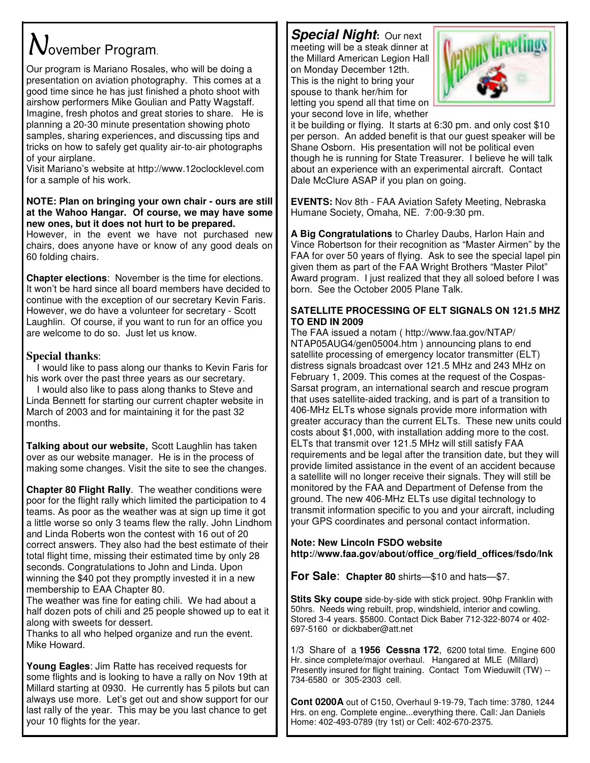# November Program.

Our program is Mariano Rosales, who will be doing a presentation on aviation photography. This comes at a good time since he has just finished a photo shoot with airshow performers Mike Goulian and Patty Wagstaff. Imagine, fresh photos and great stories to share. He is planning a 20-30 minute presentation showing photo samples, sharing experiences, and discussing tips and tricks on how to safely get quality air-to-air photographs of your airplane.

Visit Mariano's website at http://www.12oclocklevel.com for a sample of his work.

**NOTE: Plan on bringing your own chair - ours are still at the Wahoo Hangar. Of course, we may have some new ones, but it does not hurt to be prepared.**

However, in the event we have not purchased new chairs, does anyone have or know of any good deals on 60 folding chairs.

**Chapter elections**: November is the time for elections. It won't be hard since all board members have decided to continue with the exception of our secretary Kevin Faris. However, we do have a volunteer for secretary - Scott Laughlin. Of course, if you want to run for an office you are welcome to do so. Just let us know.

### Special thanks:

I would like to pass along our thanks to Kevin Faris for his work over the past three years as our secretary.

I would also like to pass along thanks to Steve and Linda Bennett for starting our current chapter website in March of 2003 and for maintaining it for the past 32 months.

**Talking about our website**, Scott Laughlin has taken over as our website manager. He is in the process of making some changes. Visit the site to see the changes.

**Chapter 80 Flight Rally**. The weather conditions were poor for the flight rally which limited the participation to 4 teams. As poor as the weather was at sign up time it got a little worse so only 3 teams flew the rally. John Lindhom and Linda Roberts won the contest with 16 out of 20 correct answers. They also had the best estimate of their total flight time, missing their estimated time by only 28 seconds. Congratulations to John and Linda. Upon winning the $40 pot they promptly invested it in a new membership to EAA Chapter 80.

The weather was fine for eating chili. We had about a half dozen pots of chili and 25 people showed up to eat it along with sweets for dessert.

Thanks to all who helped organize and run the event. Mike Howard.

**Young Eagles**: Jim Ratte has received requests for some flights and is looking to have a rally on Nov 19th at Millard starting at 0930. He currently has 5 pilots but can always use more. Let's get out and show support for our last rally of the year. This may be you last chance to get your 10 flights for the year.

***Special Night*:** Our next meeting will be a steak dinner at the Millard American Legion Hall on Monday December 12th. This is the night to bring your spouse to thank her/him for letting you spend all that time on your second love in life, whether it be building or flying. It starts at 6:30 pm. and only cost $10 per person. An added benefit is that our guest speaker will be Shane Osborn. His presentation will not be political even though he is running for State Treasurer. I believe he will talk about an experience with an experimental aircraft. Contact Dale McClure ASAP if you plan on going.

**EVENTS:** Nov 8th - FAA Aviation Safety Meeting, Nebraska Humane Society, Omaha, NE. 7:00-9:30 pm.

**A Big Congratulations** to Charley Daubs, Harlon Hain and Vince Robertson for their recognition as "Master Airmen" by the FAA for over 50 years of flying. Ask to see the special lapel pin given them as part of the FAA Wright Brothers "Master Pilot" Award program. I just realized that they all soloed before I was born. See the October 2005 Plane Talk.

**SATELLITE PROCESSING OF ELT SIGNALS ON 121.5 MHZ TO END IN 2009**

The FAA issued a notam ( http://www.faa.gov/NTAP/NTAP05AUG4/gen05004.htm ) announcing plans to end satellite processing of emergency locator transmitter (ELT) distress signals broadcast over 121.5 MHz and 243 MHz on February 1, 2009. This comes at the request of the Cospas-Sarsat program, an international search and rescue program that uses satellite-aided tracking, and is part of a transition to 406-MHz ELTs whose signals provide more information with greater accuracy than the current ELTs. These new units could costs about $1,000, with installation adding more to the cost. ELTs that transmit over 121.5 MHz will still satisfy FAA requirements and be legal after the transition date, but they will provide limited assistance in the event of an accident because a satellite will no longer receive their signals. They will still be monitored by the FAA and Department of Defense from the ground. The new 406-MHz ELTs use digital technology to transmit information specific to you and your aircraft, including your GPS coordinates and personal contact information.

**Note: New Lincoln FSDO website http://www.faa.gov/about/office_org/field_offices/fsdo/lnk**

**For Sale**: **Chapter 80** shirts—$10 and hats—$7.

**Stits Sky coupe** side-by-side with stick project. 90hp Franklin with 50hrs. Needs wing rebuilt, prop, windshield, interior and cowling. Stored 3-4 years. $5800. Contact Dick Baber 712-322-8074 or 402-697-5160 or dickbaber@att.net

1/3 Share of a **1956 Cessna 172**, 6200 total time. Engine 600 Hr. since complete/major overhaul. Hangared at MLE (Millard) Presently insured for flight training. Contact Tom Wieduwilt (TW) -- 734-6580 or 305-2303 cell.

**Cont 0200A** out of C150, Overhaul 9-19-79, Tach time: 3780, 1244 Hrs. on eng. Complete engine...everything there. Call: Jan Daniels Home: 402-493-0789 (try 1st) or Cell: 402-670-2375.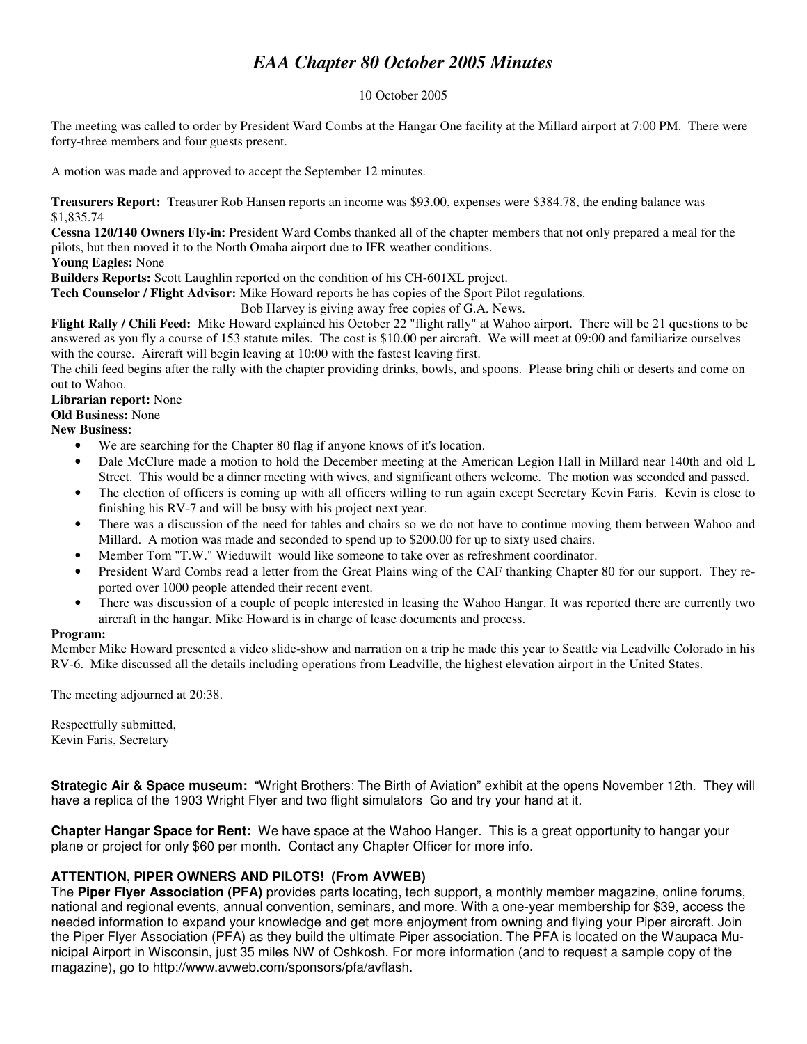# *EAA Chapter 80 October 2005 Minutes*

10 October 2005

The meeting was called to order by President Ward Combs at the Hangar One facility at the Millard airport at 7:00 PM. There were forty-three members and four guests present.

A motion was made and approved to accept the September 12 minutes.

**Treasurers Report:** Treasurer Rob Hansen reports an income was $93.00, expenses were $384.78, the ending balance was $1,835.74

**Cessna 120/140 Owners Fly-in:** President Ward Combs thanked all of the chapter members that not only prepared a meal for the pilots, but then moved it to the North Omaha airport due to IFR weather conditions.

**Young Eagles:** None

**Builders Reports:** Scott Laughlin reported on the condition of his CH-601XL project.

**Tech Counselor / Flight Advisor:** Mike Howard reports he has copies of the Sport Pilot regulations.
Bob Harvey is giving away free copies of G.A. News.

**Flight Rally / Chili Feed:** Mike Howard explained his October 22 "flight rally" at Wahoo airport. There will be 21 questions to be answered as you fly a course of 153 statute miles. The cost is $10.00 per aircraft. We will meet at 09:00 and familiarize ourselves with the course. Aircraft will begin leaving at 10:00 with the fastest leaving first.

The chili feed begins after the rally with the chapter providing drinks, bowls, and spoons. Please bring chili or deserts and come on out to Wahoo.

**Librarian report:** None

**Old Business:** None

**New Business:**

- We are searching for the Chapter 80 flag if anyone knows of it's location.
- Dale McClure made a motion to hold the December meeting at the American Legion Hall in Millard near 140th and old L Street. This would be a dinner meeting with wives, and significant others welcome. The motion was seconded and passed.
- The election of officers is coming up with all officers willing to run again except Secretary Kevin Faris. Kevin is close to finishing his RV-7 and will be busy with his project next year.
- There was a discussion of the need for tables and chairs so we do not have to continue moving them between Wahoo and Millard. A motion was made and seconded to spend up to $200.00 for up to sixty used chairs.
- Member Tom "T.W." Wieduwilt would like someone to take over as refreshment coordinator.
- President Ward Combs read a letter from the Great Plains wing of the CAF thanking Chapter 80 for our support. They reported over 1000 people attended their recent event.
- There was discussion of a couple of people interested in leasing the Wahoo Hangar. It was reported there are currently two aircraft in the hangar. Mike Howard is in charge of lease documents and process.

**Program:**

Member Mike Howard presented a video slide-show and narration on a trip he made this year to Seattle via Leadville Colorado in his RV-6. Mike discussed all the details including operations from Leadville, the highest elevation airport in the United States.

The meeting adjourned at 20:38.

Respectfully submitted,
Kevin Faris, Secretary

**Strategic Air & Space museum:** "Wright Brothers: The Birth of Aviation" exhibit at the opens November 12th. They will have a replica of the 1903 Wright Flyer and two flight simulators Go and try your hand at it.

**Chapter Hangar Space for Rent:** We have space at the Wahoo Hanger. This is a great opportunity to hangar your plane or project for only $60 per month. Contact any Chapter Officer for more info.

**ATTENTION, PIPER OWNERS AND PILOTS! (From AVWEB)**

The **Piper Flyer Association (PFA)** provides parts locating, tech support, a monthly member magazine, online forums, national and regional events, annual convention, seminars, and more. With a one-year membership for $39, access the needed information to expand your knowledge and get more enjoyment from owning and flying your Piper aircraft. Join the Piper Flyer Association (PFA) as they build the ultimate Piper association. The PFA is located on the Waupaca Municipal Airport in Wisconsin, just 35 miles NW of Oshkosh. For more information (and to request a sample copy of the magazine), go to http://www.avweb.com/sponsors/pfa/avflash.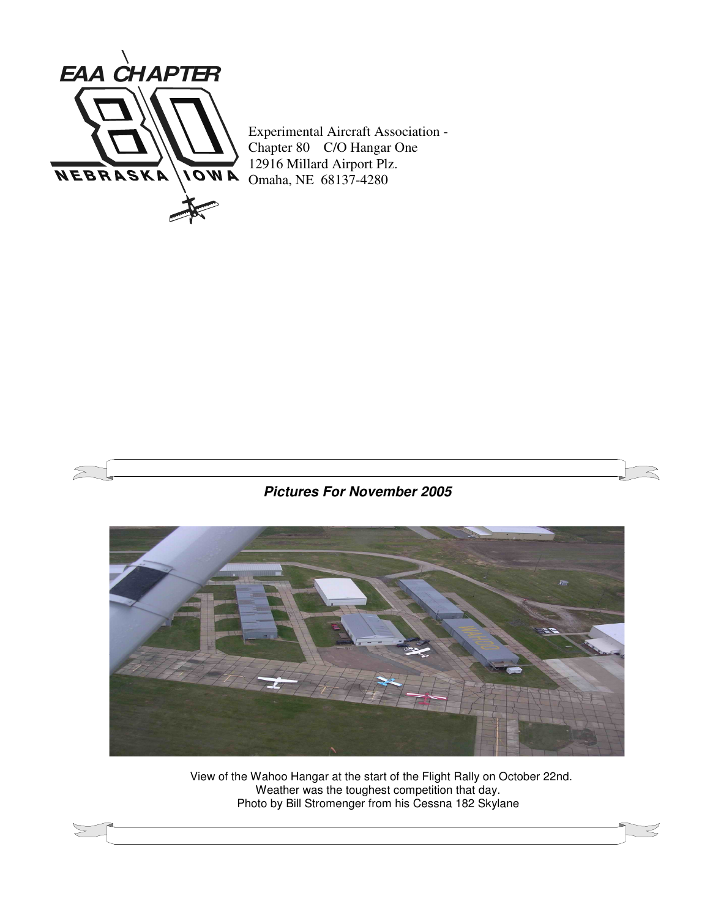EAA CHAPTER 80 NEBRASKA IOWA

Experimental Aircraft Association -
Chapter 80 C/O Hangar One
12916 Millard Airport Plz.
Omaha, NE 68137-4280

***Pictures For November 2005***

View of the Wahoo Hangar at the start of the Flight Rally on October 22nd.
Weather was the toughest competition that day.
Photo by Bill Stromenger from his Cessna 182 Skylane